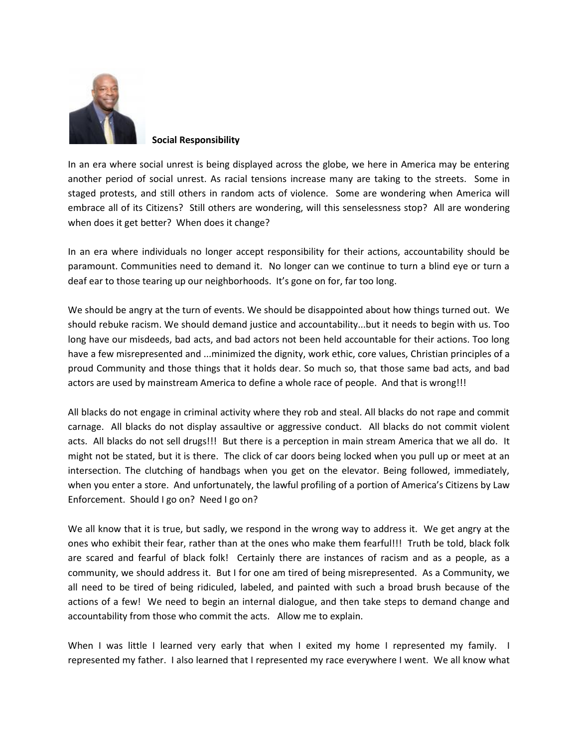**Social Responsibility**

In an era where social unrest is being displayed across the globe, we here in America may be entering another period of social unrest. As racial tensions increase many are taking to the streets. Some in staged protests, and still others in random acts of violence. Some are wondering when America will embrace all of its Citizens? Still others are wondering, will this senselessness stop? All are wondering when does it get better? When does it change?

In an era where individuals no longer accept responsibility for their actions, accountability should be paramount. Communities need to demand it. No longer can we continue to turn a blind eye or turn a deaf ear to those tearing up our neighborhoods. It's gone on for, far too long.

We should be angry at the turn of events. We should be disappointed about how things turned out. We should rebuke racism. We should demand justice and accountability...but it needs to begin with us. Too long have our misdeeds, bad acts, and bad actors not been held accountable for their actions. Too long have a few misrepresented and ...minimized the dignity, work ethic, core values, Christian principles of a proud Community and those things that it holds dear. So much so, that those same bad acts, and bad actors are used by mainstream America to define a whole race of people. And that is wrong!!!

All blacks do not engage in criminal activity where they rob and steal. All blacks do not rape and commit carnage. All blacks do not display assaultive or aggressive conduct. All blacks do not commit violent acts. All blacks do not sell drugs!!! But there is a perception in main stream America that we all do. It might not be stated, but it is there. The click of car doors being locked when you pull up or meet at an intersection. The clutching of handbags when you get on the elevator. Being followed, immediately, when you enter a store. And unfortunately, the lawful profiling of a portion of America's Citizens by Law Enforcement. Should I go on? Need I go on?

We all know that it is true, but sadly, we respond in the wrong way to address it. We get angry at the ones who exhibit their fear, rather than at the ones who make them fearful!!! Truth be told, black folk are scared and fearful of black folk! Certainly there are instances of racism and as a people, as a community, we should address it. But I for one am tired of being misrepresented. As a Community, we all need to be tired of being ridiculed, labeled, and painted with such a broad brush because of the actions of a few! We need to begin an internal dialogue, and then take steps to demand change and accountability from those who commit the acts. Allow me to explain.

When I was little I learned very early that when I exited my home I represented my family. I represented my father. I also learned that I represented my race everywhere I went. We all know what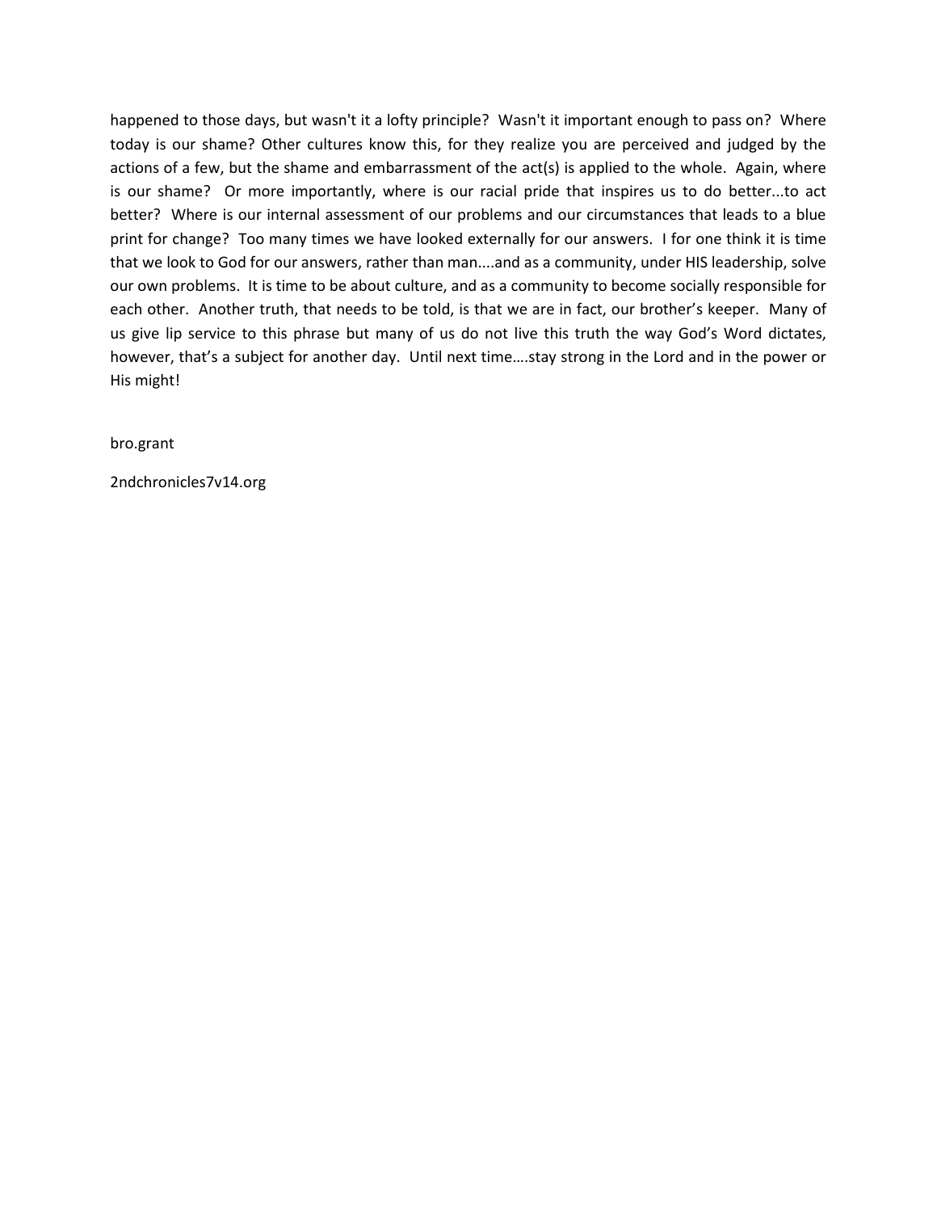happened to those days, but wasn't it a lofty principle? Wasn't it important enough to pass on? Where today is our shame? Other cultures know this, for they realize you are perceived and judged by the actions of a few, but the shame and embarrassment of the act(s) is applied to the whole. Again, where is our shame? Or more importantly, where is our racial pride that inspires us to do better...to act better? Where is our internal assessment of our problems and our circumstances that leads to a blue print for change? Too many times we have looked externally for our answers. I for one think it is time that we look to God for our answers, rather than man....and as a community, under HIS leadership, solve our own problems. It is time to be about culture, and as a community to become socially responsible for each other. Another truth, that needs to be told, is that we are in fact, our brother's keeper. Many of us give lip service to this phrase but many of us do not live this truth the way God's Word dictates, however, that's a subject for another day. Until next time….stay strong in the Lord and in the power or His might!

bro.grant

2ndchronicles7v14.org